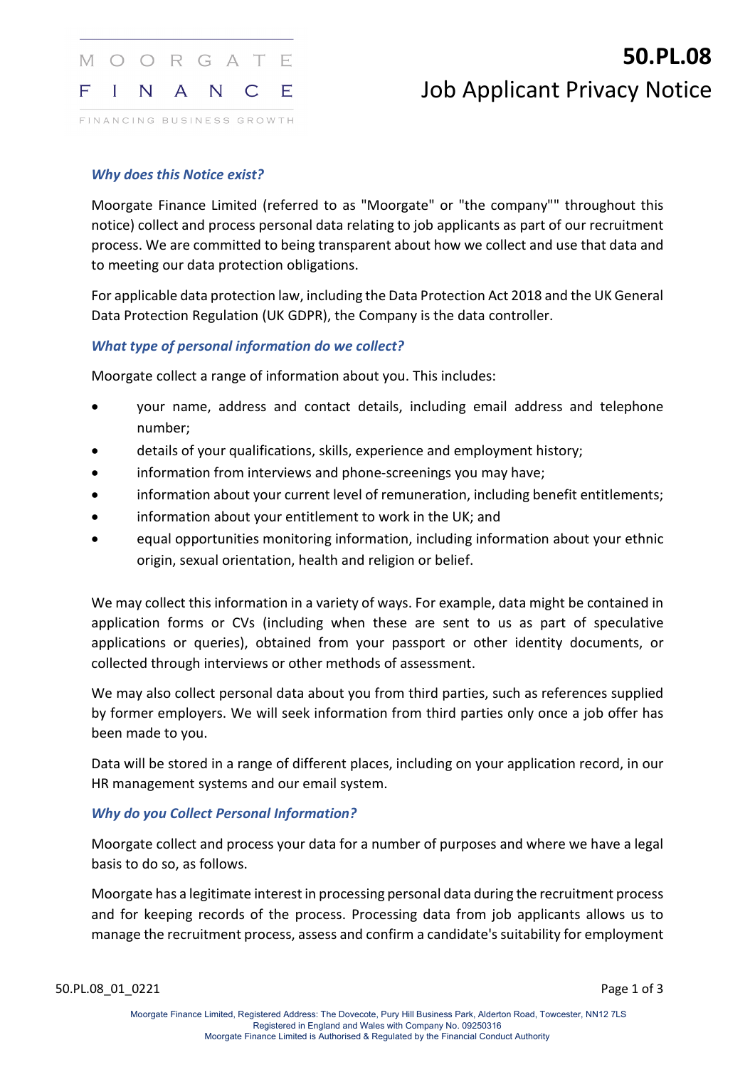# 50.PL.08
## Job Applicant Privacy Notice

### *Why does this Notice exist?*

Moorgate Finance Limited (referred to as "Moorgate" or "the company"" throughout this notice) collect and process personal data relating to job applicants as part of our recruitment process. We are committed to being transparent about how we collect and use that data and to meeting our data protection obligations.

For applicable data protection law, including the Data Protection Act 2018 and the UK General Data Protection Regulation (UK GDPR), the Company is the data controller.

### *What type of personal information do we collect?*

Moorgate collect a range of information about you. This includes:

- your name, address and contact details, including email address and telephone number;
- details of your qualifications, skills, experience and employment history;
- information from interviews and phone-screenings you may have;
- information about your current level of remuneration, including benefit entitlements;
- information about your entitlement to work in the UK; and
- equal opportunities monitoring information, including information about your ethnic origin, sexual orientation, health and religion or belief.

We may collect this information in a variety of ways. For example, data might be contained in application forms or CVs (including when these are sent to us as part of speculative applications or queries), obtained from your passport or other identity documents, or collected through interviews or other methods of assessment.

We may also collect personal data about you from third parties, such as references supplied by former employers. We will seek information from third parties only once a job offer has been made to you.

Data will be stored in a range of different places, including on your application record, in our HR management systems and our email system.

### *Why do you Collect Personal Information?*

Moorgate collect and process your data for a number of purposes and where we have a legal basis to do so, as follows.

Moorgate has a legitimate interest in processing personal data during the recruitment process and for keeping records of the process. Processing data from job applicants allows us to manage the recruitment process, assess and confirm a candidate's suitability for employment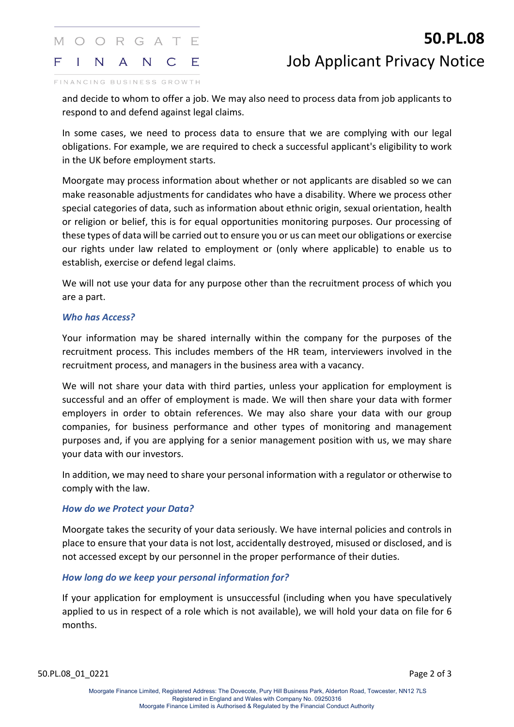and decide to whom to offer a job. We may also need to process data from job applicants to respond to and defend against legal claims.

In some cases, we need to process data to ensure that we are complying with our legal obligations. For example, we are required to check a successful applicant's eligibility to work in the UK before employment starts.

Moorgate may process information about whether or not applicants are disabled so we can make reasonable adjustments for candidates who have a disability. Where we process other special categories of data, such as information about ethnic origin, sexual orientation, health or religion or belief, this is for equal opportunities monitoring purposes. Our processing of these types of data will be carried out to ensure you or us can meet our obligations or exercise our rights under law related to employment or (only where applicable) to enable us to establish, exercise or defend legal claims.

We will not use your data for any purpose other than the recruitment process of which you are a part.

### *Who has Access?*

Your information may be shared internally within the company for the purposes of the recruitment process. This includes members of the HR team, interviewers involved in the recruitment process, and managers in the business area with a vacancy.

We will not share your data with third parties, unless your application for employment is successful and an offer of employment is made. We will then share your data with former employers in order to obtain references. We may also share your data with our group companies, for business performance and other types of monitoring and management purposes and, if you are applying for a senior management position with us, we may share your data with our investors.

In addition, we may need to share your personal information with a regulator or otherwise to comply with the law.

### *How do we Protect your Data?*

Moorgate takes the security of your data seriously. We have internal policies and controls in place to ensure that your data is not lost, accidentally destroyed, misused or disclosed, and is not accessed except by our personnel in the proper performance of their duties.

### *How long do we keep your personal information for?*

If your application for employment is unsuccessful (including when you have speculatively applied to us in respect of a role which is not available), we will hold your data on file for 6 months.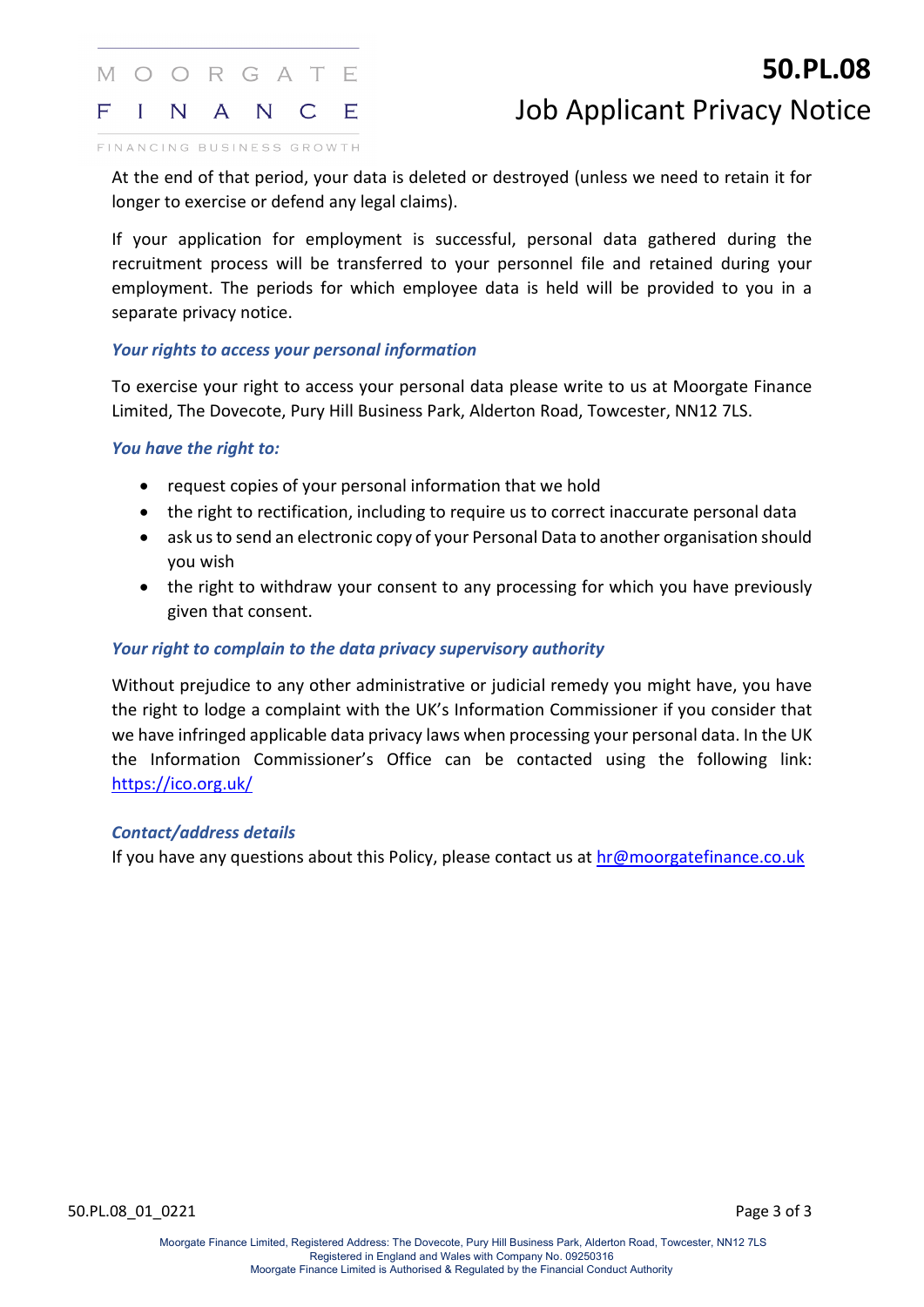At the end of that period, your data is deleted or destroyed (unless we need to retain it for longer to exercise or defend any legal claims).

If your application for employment is successful, personal data gathered during the recruitment process will be transferred to your personnel file and retained during your employment. The periods for which employee data is held will be provided to you in a separate privacy notice.

### *Your rights to access your personal information*

To exercise your right to access your personal data please write to us at Moorgate Finance Limited, The Dovecote, Pury Hill Business Park, Alderton Road, Towcester, NN12 7LS.

### *You have the right to:*

- request copies of your personal information that we hold
- the right to rectification, including to require us to correct inaccurate personal data
- ask us to send an electronic copy of your Personal Data to another organisation should you wish
- the right to withdraw your consent to any processing for which you have previously given that consent.

### *Your right to complain to the data privacy supervisory authority*

Without prejudice to any other administrative or judicial remedy you might have, you have the right to lodge a complaint with the UK's Information Commissioner if you consider that we have infringed applicable data privacy laws when processing your personal data. In the UK the Information Commissioner's Office can be contacted using the following link: https://ico.org.uk/

### *Contact/address details*

If you have any questions about this Policy, please contact us at hr@moorgatefinance.co.uk